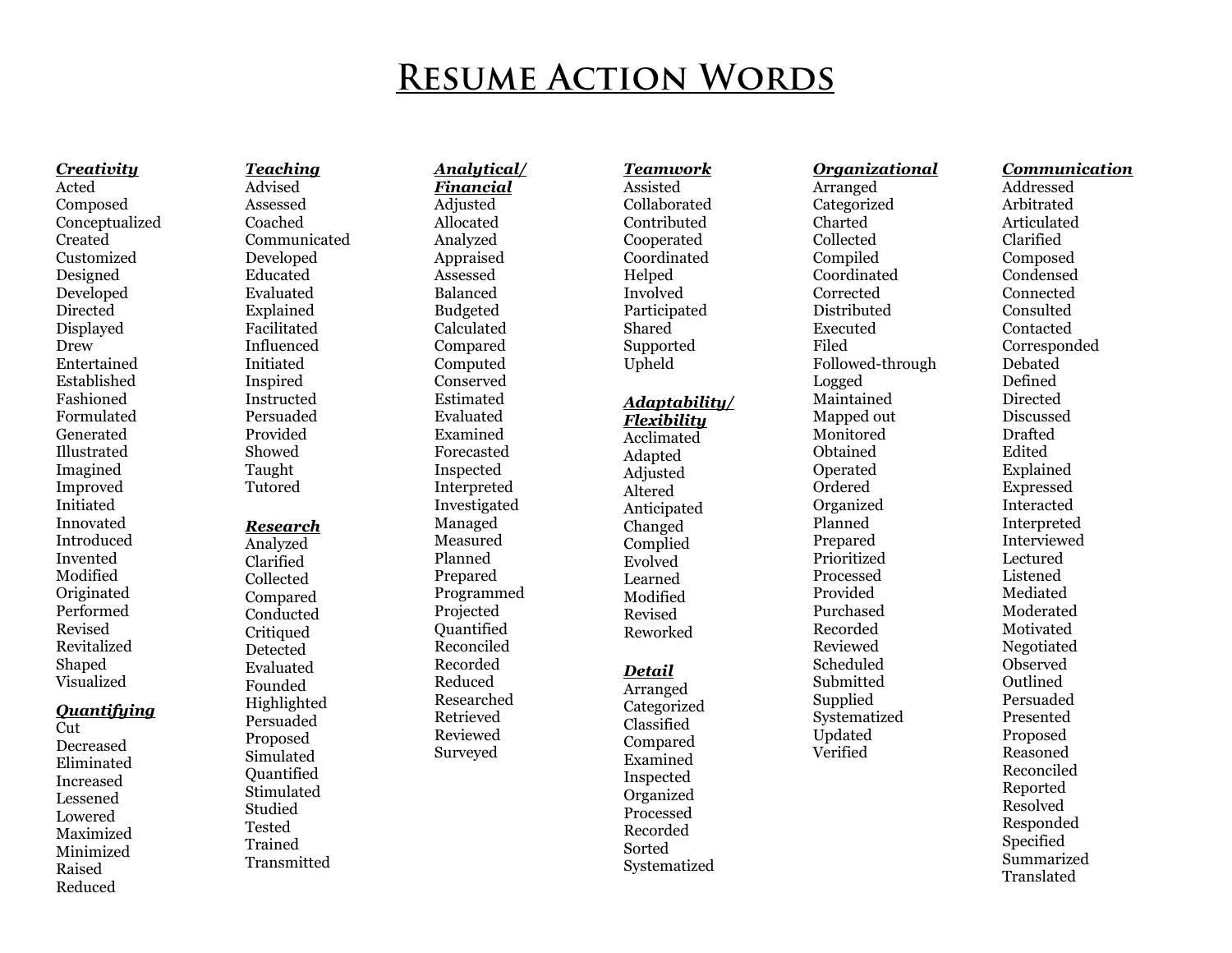# Resume Action Words

### *Creativity*

Acted
Composed
Conceptualized
Created
Customized
Designed
Developed
Directed
Displayed
Drew
Entertained
Established
Fashioned
Formulated
Generated
Illustrated
Imagined
Improved
Initiated
Innovated
Introduced
Invented
Modified
Originated
Performed
Revised
Revitalized
Shaped
Visualized

### *Quantifying*

Cut
Decreased
Eliminated
Increased
Lessened
Lowered
Maximized
Minimized
Raised
Reduced

### *Teaching*

Advised
Assessed
Coached
Communicated
Developed
Educated
Evaluated
Explained
Facilitated
Influenced
Initiated
Inspired
Instructed
Persuaded
Provided
Showed
Taught
Tutored

### *Research*

Analyzed
Clarified
Collected
Compared
Conducted
Critiqued
Detected
Evaluated
Founded
Highlighted
Persuaded
Proposed
Simulated
Quantified
Stimulated
Studied
Tested
Trained
Transmitted

### *Analytical/ Financial*

Adjusted
Allocated
Analyzed
Appraised
Assessed
Balanced
Budgeted
Calculated
Compared
Computed
Conserved
Estimated
Evaluated
Examined
Forecasted
Inspected
Interpreted
Investigated
Managed
Measured
Planned
Prepared
Programmed
Projected
Quantified
Reconciled
Recorded
Reduced
Researched
Retrieved
Reviewed
Surveyed

### *Teamwork*

Assisted
Collaborated
Contributed
Cooperated
Coordinated
Helped
Involved
Participated
Shared
Supported
Upheld

### *Adaptability/ Flexibility*

Acclimated
Adapted
Adjusted
Altered
Anticipated
Changed
Complied
Evolved
Learned
Modified
Revised
Reworked

### *Detail*

Arranged
Categorized
Classified
Compared
Examined
Inspected
Organized
Processed
Recorded
Sorted
Systematized

### *Organizational*

Arranged
Categorized
Charted
Collected
Compiled
Coordinated
Corrected
Distributed
Executed
Filed
Followed-through
Logged
Maintained
Mapped out
Monitored
Obtained
Operated
Ordered
Organized
Planned
Prepared
Prioritized
Processed
Provided
Purchased
Recorded
Reviewed
Scheduled
Submitted
Supplied
Systematized
Updated
Verified

### *Communication*

Addressed
Arbitrated
Articulated
Clarified
Composed
Condensed
Connected
Consulted
Contacted
Corresponded
Debated
Defined
Directed
Discussed
Drafted
Edited
Explained
Expressed
Interacted
Interpreted
Interviewed
Lectured
Listened
Mediated
Moderated
Motivated
Negotiated
Observed
Outlined
Persuaded
Presented
Proposed
Reasoned
Reconciled
Reported
Resolved
Responded
Specified
Summarized
Translated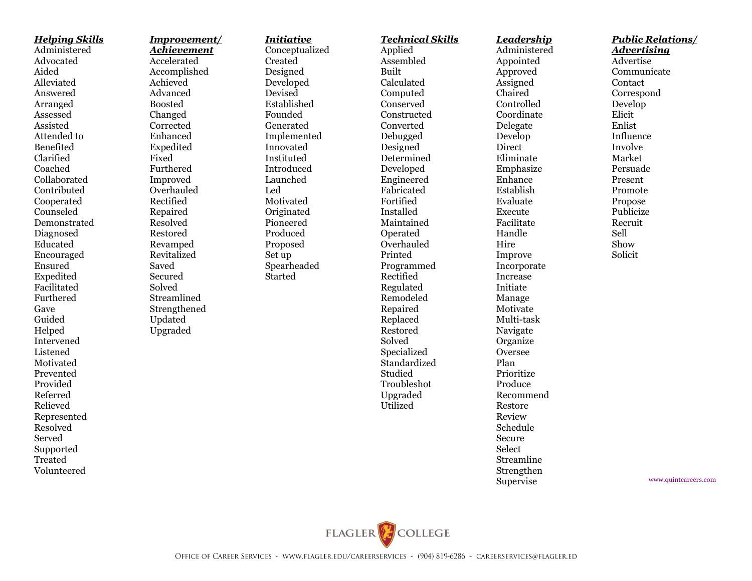***Helping Skills***

Administered
Advocated
Aided
Alleviated
Answered
Arranged
Assessed
Assisted
Attended to
Benefited
Clarified
Coached
Collaborated
Contributed
Cooperated
Counseled
Demonstrated
Diagnosed
Educated
Encouraged
Ensured
Expedited
Facilitated
Furthered
Gave
Guided
Helped
Intervened
Listened
Motivated
Prevented
Provided
Referred
Relieved
Represented
Resolved
Served
Supported
Treated
Volunteered

***Improvement/ Achievement***

Accelerated
Accomplished
Achieved
Advanced
Boosted
Changed
Corrected
Enhanced
Expedited
Fixed
Furthered
Improved
Overhauled
Rectified
Repaired
Resolved
Restored
Revamped
Revitalized
Saved
Secured
Solved
Streamlined
Strengthened
Updated
Upgraded

***Initiative***

Conceptualized
Created
Designed
Developed
Devised
Established
Founded
Generated
Implemented
Innovated
Instituted
Introduced
Launched
Led
Motivated
Originated
Pioneered
Produced
Proposed
Set up
Spearheaded
Started

***Technical Skills***

Applied
Assembled
Built
Calculated
Computed
Conserved
Constructed
Converted
Debugged
Designed
Determined
Developed
Engineered
Fabricated
Fortified
Installed
Maintained
Operated
Overhauled
Printed
Programmed
Rectified
Regulated
Remodeled
Repaired
Replaced
Restored
Solved
Specialized
Standardized
Studied
Troubleshot
Upgraded
Utilized

***Leadership***

Administered
Appointed
Approved
Assigned
Chaired
Controlled
Coordinate
Delegate
Develop
Direct
Eliminate
Emphasize
Enhance
Establish
Evaluate
Execute
Facilitate
Handle
Hire
Improve
Incorporate
Increase
Initiate
Manage
Motivate
Multi-task
Navigate
Organize
Oversee
Plan
Prioritize
Produce
Recommend
Restore
Review
Schedule
Secure
Select
Streamline
Strengthen
Supervise

***Public Relations/ Advertising***

Advertise
Communicate
Contact
Correspond
Develop
Elicit
Enlist
Influence
Involve
Market
Persuade
Present
Promote
Propose
Publicize
Recruit
Sell
Show
Solicit

www.quintcareers.com

FLAGLER COLLEGE

Office of Career Services - www.flagler.edu/careerservices - (904) 819-6286 - careerservices@flagler.ed